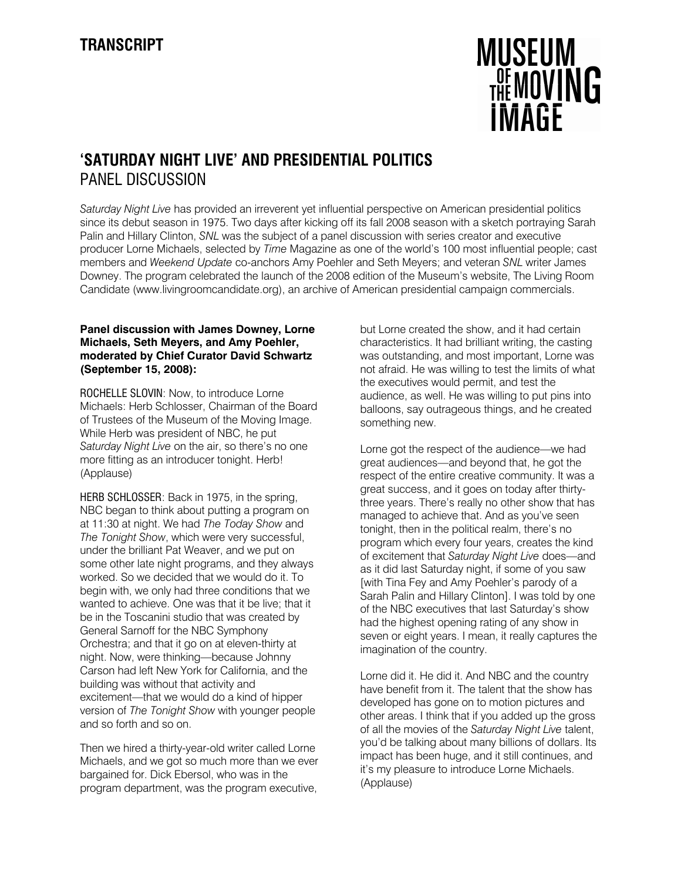**TRANSCRIPT**

MUSEUM OF THE MOVING IMAGE

# 'SATURDAY NIGHT LIVE' AND PRESIDENTIAL POLITICS
## PANEL DISCUSSION

*Saturday Night Live* has provided an irreverent yet influential perspective on American presidential politics since its debut season in 1975. Two days after kicking off its fall 2008 season with a sketch portraying Sarah Palin and Hillary Clinton, *SNL* was the subject of a panel discussion with series creator and executive producer Lorne Michaels, selected by *Time* Magazine as one of the world's 100 most influential people; cast members and *Weekend Update* co-anchors Amy Poehler and Seth Meyers; and veteran *SNL* writer James Downey. The program celebrated the launch of the 2008 edition of the Museum's website, The Living Room Candidate (www.livingroomcandidate.org), an archive of American presidential campaign commercials.

**Panel discussion with James Downey, Lorne Michaels, Seth Meyers, and Amy Poehler, moderated by Chief Curator David Schwartz (September 15, 2008):**

ROCHELLE SLOVIN: Now, to introduce Lorne Michaels: Herb Schlosser, Chairman of the Board of Trustees of the Museum of the Moving Image. While Herb was president of NBC, he put *Saturday Night Live* on the air, so there's no one more fitting as an introducer tonight. Herb! (Applause)

HERB SCHLOSSER: Back in 1975, in the spring, NBC began to think about putting a program on at 11:30 at night. We had *The Today Show* and *The Tonight Show*, which were very successful, under the brilliant Pat Weaver, and we put on some other late night programs, and they always worked. So we decided that we would do it. To begin with, we only had three conditions that we wanted to achieve. One was that it be live; that it be in the Toscanini studio that was created by General Sarnoff for the NBC Symphony Orchestra; and that it go on at eleven-thirty at night. Now, were thinking—because Johnny Carson had left New York for California, and the building was without that activity and excitement—that we would do a kind of hipper version of *The Tonight Show* with younger people and so forth and so on.

Then we hired a thirty-year-old writer called Lorne Michaels, and we got so much more than we ever bargained for. Dick Ebersol, who was in the program department, was the program executive, but Lorne created the show, and it had certain characteristics. It had brilliant writing, the casting was outstanding, and most important, Lorne was not afraid. He was willing to test the limits of what the executives would permit, and test the audience, as well. He was willing to put pins into balloons, say outrageous things, and he created something new.

Lorne got the respect of the audience—we had great audiences—and beyond that, he got the respect of the entire creative community. It was a great success, and it goes on today after thirty-three years. There's really no other show that has managed to achieve that. And as you've seen tonight, then in the political realm, there's no program which every four years, creates the kind of excitement that *Saturday Night Live* does—and as it did last Saturday night, if some of you saw [with Tina Fey and Amy Poehler's parody of a Sarah Palin and Hillary Clinton]. I was told by one of the NBC executives that last Saturday's show had the highest opening rating of any show in seven or eight years. I mean, it really captures the imagination of the country.

Lorne did it. He did it. And NBC and the country have benefit from it. The talent that the show has developed has gone on to motion pictures and other areas. I think that if you added up the gross of all the movies of the *Saturday Night Live* talent, you'd be talking about many billions of dollars. Its impact has been huge, and it still continues, and it's my pleasure to introduce Lorne Michaels. (Applause)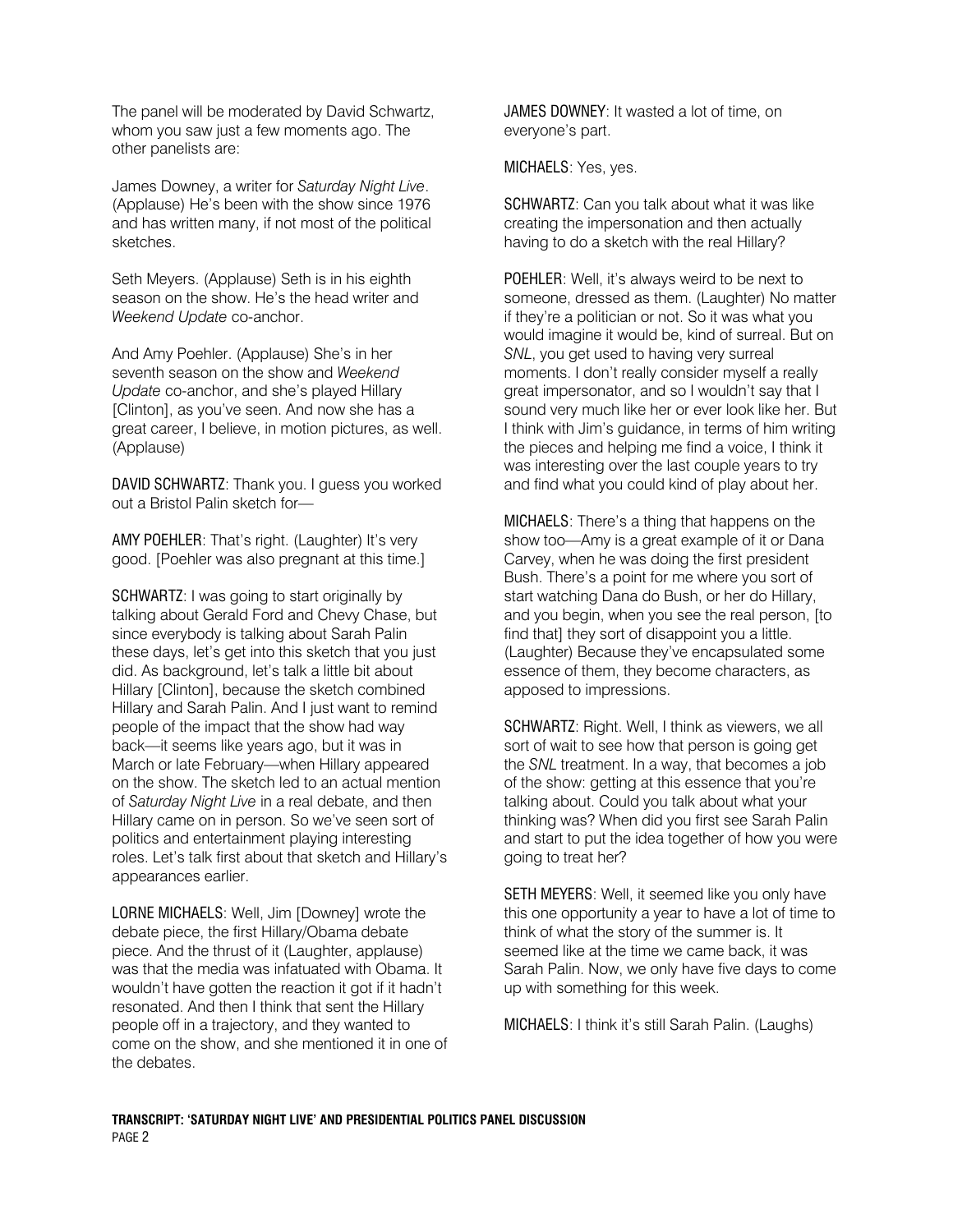The panel will be moderated by David Schwartz, whom you saw just a few moments ago. The other panelists are:

James Downey, a writer for *Saturday Night Live*. (Applause) He's been with the show since 1976 and has written many, if not most of the political sketches.

Seth Meyers. (Applause) Seth is in his eighth season on the show. He's the head writer and *Weekend Update* co-anchor.

And Amy Poehler. (Applause) She's in her seventh season on the show and *Weekend Update* co-anchor, and she's played Hillary [Clinton], as you've seen. And now she has a great career, I believe, in motion pictures, as well. (Applause)

DAVID SCHWARTZ: Thank you. I guess you worked out a Bristol Palin sketch for—

AMY POEHLER: That's right. (Laughter) It's very good. [Poehler was also pregnant at this time.]

SCHWARTZ: I was going to start originally by talking about Gerald Ford and Chevy Chase, but since everybody is talking about Sarah Palin these days, let's get into this sketch that you just did. As background, let's talk a little bit about Hillary [Clinton], because the sketch combined Hillary and Sarah Palin. And I just want to remind people of the impact that the show had way back—it seems like years ago, but it was in March or late February—when Hillary appeared on the show. The sketch led to an actual mention of *Saturday Night Live* in a real debate, and then Hillary came on in person. So we've seen sort of politics and entertainment playing interesting roles. Let's talk first about that sketch and Hillary's appearances earlier.

LORNE MICHAELS: Well, Jim [Downey] wrote the debate piece, the first Hillary/Obama debate piece. And the thrust of it (Laughter, applause) was that the media was infatuated with Obama. It wouldn't have gotten the reaction it got if it hadn't resonated. And then I think that sent the Hillary people off in a trajectory, and they wanted to come on the show, and she mentioned it in one of the debates.

JAMES DOWNEY: It wasted a lot of time, on everyone's part.

MICHAELS: Yes, yes.

SCHWARTZ: Can you talk about what it was like creating the impersonation and then actually having to do a sketch with the real Hillary?

POEHLER: Well, it's always weird to be next to someone, dressed as them. (Laughter) No matter if they're a politician or not. So it was what you would imagine it would be, kind of surreal. But on *SNL*, you get used to having very surreal moments. I don't really consider myself a really great impersonator, and so I wouldn't say that I sound very much like her or ever look like her. But I think with Jim's guidance, in terms of him writing the pieces and helping me find a voice, I think it was interesting over the last couple years to try and find what you could kind of play about her.

MICHAELS: There's a thing that happens on the show too—Amy is a great example of it or Dana Carvey, when he was doing the first president Bush. There's a point for me where you sort of start watching Dana do Bush, or her do Hillary, and you begin, when you see the real person, [to find that] they sort of disappoint you a little. (Laughter) Because they've encapsulated some essence of them, they become characters, as apposed to impressions.

SCHWARTZ: Right. Well, I think as viewers, we all sort of wait to see how that person is going get the *SNL* treatment. In a way, that becomes a job of the show: getting at this essence that you're talking about. Could you talk about what your thinking was? When did you first see Sarah Palin and start to put the idea together of how you were going to treat her?

SETH MEYERS: Well, it seemed like you only have this one opportunity a year to have a lot of time to think of what the story of the summer is. It seemed like at the time we came back, it was Sarah Palin. Now, we only have five days to come up with something for this week.

MICHAELS: I think it's still Sarah Palin. (Laughs)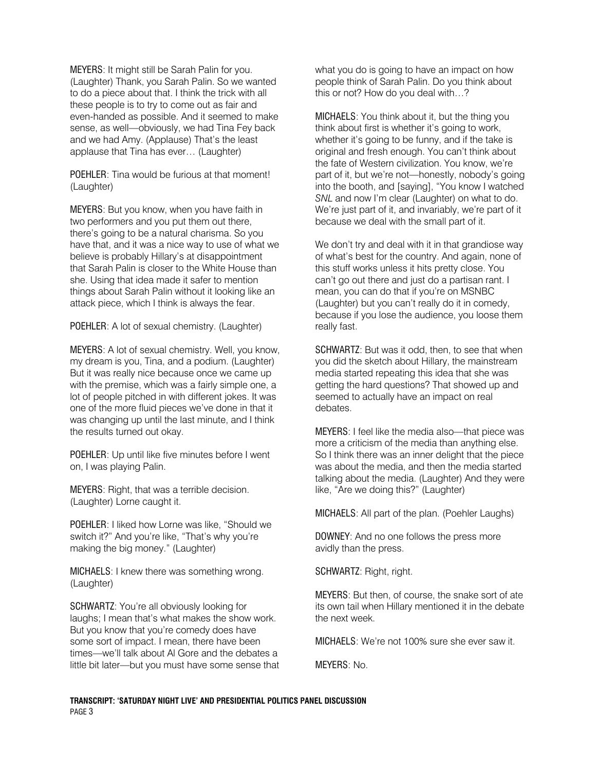MEYERS: It might still be Sarah Palin for you. (Laughter) Thank, you Sarah Palin. So we wanted to do a piece about that. I think the trick with all these people is to try to come out as fair and even-handed as possible. And it seemed to make sense, as well—obviously, we had Tina Fey back and we had Amy. (Applause) That's the least applause that Tina has ever… (Laughter)

POEHLER: Tina would be furious at that moment! (Laughter)

MEYERS: But you know, when you have faith in two performers and you put them out there, there's going to be a natural charisma. So you have that, and it was a nice way to use of what we believe is probably Hillary's at disappointment that Sarah Palin is closer to the White House than she. Using that idea made it safer to mention things about Sarah Palin without it looking like an attack piece, which I think is always the fear.

POEHLER: A lot of sexual chemistry. (Laughter)

MEYERS: A lot of sexual chemistry. Well, you know, my dream is you, Tina, and a podium. (Laughter) But it was really nice because once we came up with the premise, which was a fairly simple one, a lot of people pitched in with different jokes. It was one of the more fluid pieces we've done in that it was changing up until the last minute, and I think the results turned out okay.

POEHLER: Up until like five minutes before I went on, I was playing Palin.

MEYERS: Right, that was a terrible decision. (Laughter) Lorne caught it.

POEHLER: I liked how Lorne was like, "Should we switch it?" And you're like, "That's why you're making the big money." (Laughter)

MICHAELS: I knew there was something wrong. (Laughter)

SCHWARTZ: You're all obviously looking for laughs; I mean that's what makes the show work. But you know that you're comedy does have some sort of impact. I mean, there have been times—we'll talk about Al Gore and the debates a little bit later—but you must have some sense that what you do is going to have an impact on how people think of Sarah Palin. Do you think about this or not? How do you deal with…?

MICHAELS: You think about it, but the thing you think about first is whether it's going to work, whether it's going to be funny, and if the take is original and fresh enough. You can't think about the fate of Western civilization. You know, we're part of it, but we're not—honestly, nobody's going into the booth, and [saying], "You know I watched *SNL* and now I'm clear (Laughter) on what to do. We're just part of it, and invariably, we're part of it because we deal with the small part of it.

We don't try and deal with it in that grandiose way of what's best for the country. And again, none of this stuff works unless it hits pretty close. You can't go out there and just do a partisan rant. I mean, you can do that if you're on MSNBC (Laughter) but you can't really do it in comedy, because if you lose the audience, you loose them really fast.

SCHWARTZ: But was it odd, then, to see that when you did the sketch about Hillary, the mainstream media started repeating this idea that she was getting the hard questions? That showed up and seemed to actually have an impact on real debates.

MEYERS: I feel like the media also—that piece was more a criticism of the media than anything else. So I think there was an inner delight that the piece was about the media, and then the media started talking about the media. (Laughter) And they were like, "Are we doing this?" (Laughter)

MICHAELS: All part of the plan. (Poehler Laughs)

DOWNEY: And no one follows the press more avidly than the press.

SCHWARTZ: Right, right.

MEYERS: But then, of course, the snake sort of ate its own tail when Hillary mentioned it in the debate the next week.

MICHAELS: We're not 100% sure she ever saw it.

MEYERS: No.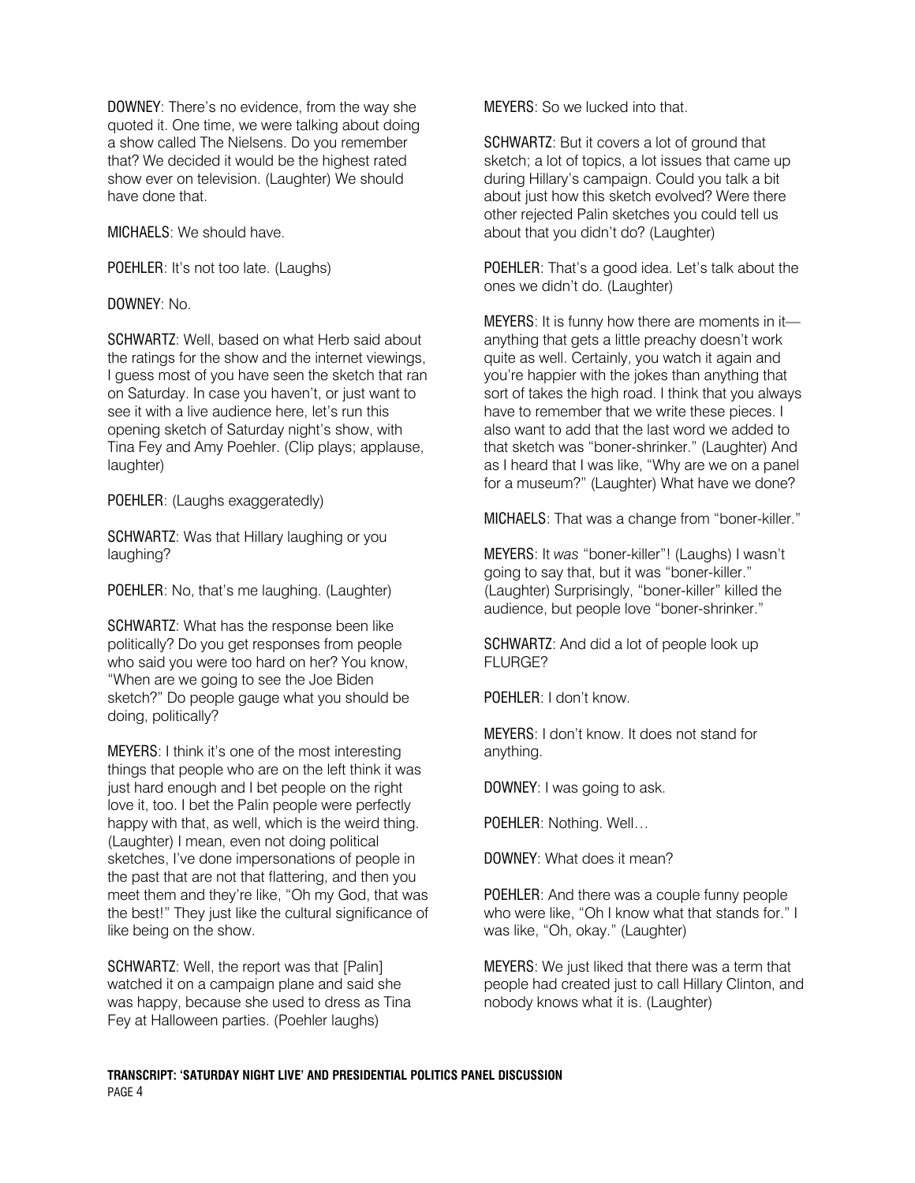DOWNEY: There's no evidence, from the way she quoted it. One time, we were talking about doing a show called The Nielsens. Do you remember that? We decided it would be the highest rated show ever on television. (Laughter) We should have done that.

MICHAELS: We should have.

POEHLER: It's not too late. (Laughs)

DOWNEY: No.

SCHWARTZ: Well, based on what Herb said about the ratings for the show and the internet viewings, I guess most of you have seen the sketch that ran on Saturday. In case you haven't, or just want to see it with a live audience here, let's run this opening sketch of Saturday night's show, with Tina Fey and Amy Poehler. (Clip plays; applause, laughter)

POEHLER: (Laughs exaggeratedly)

SCHWARTZ: Was that Hillary laughing or you laughing?

POEHLER: No, that's me laughing. (Laughter)

SCHWARTZ: What has the response been like politically? Do you get responses from people who said you were too hard on her? You know, "When are we going to see the Joe Biden sketch?" Do people gauge what you should be doing, politically?

MEYERS: I think it's one of the most interesting things that people who are on the left think it was just hard enough and I bet people on the right love it, too. I bet the Palin people were perfectly happy with that, as well, which is the weird thing. (Laughter) I mean, even not doing political sketches, I've done impersonations of people in the past that are not that flattering, and then you meet them and they're like, "Oh my God, that was the best!" They just like the cultural significance of like being on the show.

SCHWARTZ: Well, the report was that [Palin] watched it on a campaign plane and said she was happy, because she used to dress as Tina Fey at Halloween parties. (Poehler laughs)

MEYERS: So we lucked into that.

SCHWARTZ: But it covers a lot of ground that sketch; a lot of topics, a lot issues that came up during Hillary's campaign. Could you talk a bit about just how this sketch evolved? Were there other rejected Palin sketches you could tell us about that you didn't do? (Laughter)

POEHLER: That's a good idea. Let's talk about the ones we didn't do. (Laughter)

MEYERS: It is funny how there are moments in it—anything that gets a little preachy doesn't work quite as well. Certainly, you watch it again and you're happier with the jokes than anything that sort of takes the high road. I think that you always have to remember that we write these pieces. I also want to add that the last word we added to that sketch was "boner-shrinker." (Laughter) And as I heard that I was like, "Why are we on a panel for a museum?" (Laughter) What have we done?

MICHAELS: That was a change from "boner-killer."

MEYERS: It *was* "boner-killer"! (Laughs) I wasn't going to say that, but it was "boner-killer." (Laughter) Surprisingly, "boner-killer" killed the audience, but people love "boner-shrinker."

SCHWARTZ: And did a lot of people look up FLURGE?

POEHLER: I don't know.

MEYERS: I don't know. It does not stand for anything.

DOWNEY: I was going to ask.

POEHLER: Nothing. Well…

DOWNEY: What does it mean?

POEHLER: And there was a couple funny people who were like, "Oh I know what that stands for." I was like, "Oh, okay." (Laughter)

MEYERS: We just liked that there was a term that people had created just to call Hillary Clinton, and nobody knows what it is. (Laughter)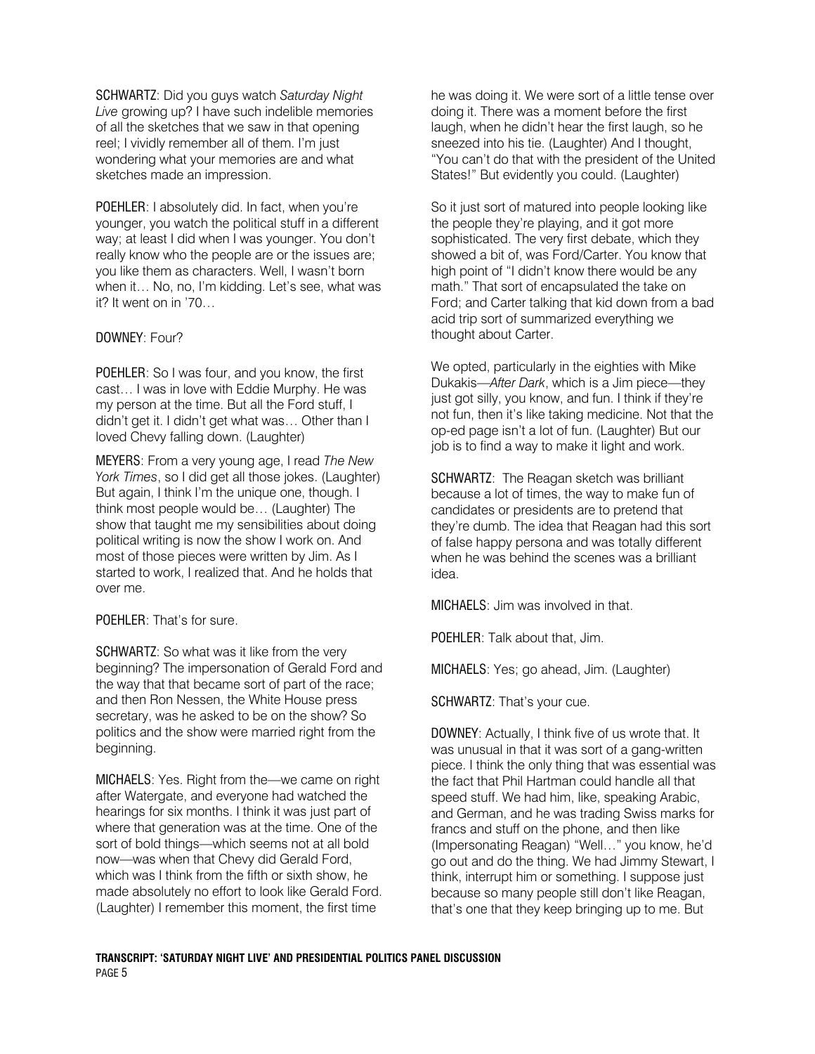SCHWARTZ: Did you guys watch *Saturday Night Live* growing up? I have such indelible memories of all the sketches that we saw in that opening reel; I vividly remember all of them. I'm just wondering what your memories are and what sketches made an impression.

POEHLER: I absolutely did. In fact, when you're younger, you watch the political stuff in a different way; at least I did when I was younger. You don't really know who the people are or the issues are; you like them as characters. Well, I wasn't born when it… No, no, I'm kidding. Let's see, what was it? It went on in '70…

DOWNEY: Four?

POEHLER: So I was four, and you know, the first cast… I was in love with Eddie Murphy. He was my person at the time. But all the Ford stuff, I didn't get it. I didn't get what was… Other than I loved Chevy falling down. (Laughter)

MEYERS: From a very young age, I read *The New York Times*, so I did get all those jokes. (Laughter) But again, I think I'm the unique one, though. I think most people would be… (Laughter) The show that taught me my sensibilities about doing political writing is now the show I work on. And most of those pieces were written by Jim. As I started to work, I realized that. And he holds that over me.

POEHLER: That's for sure.

SCHWARTZ: So what was it like from the very beginning? The impersonation of Gerald Ford and the way that that became sort of part of the race; and then Ron Nessen, the White House press secretary, was he asked to be on the show? So politics and the show were married right from the beginning.

MICHAELS: Yes. Right from the—we came on right after Watergate, and everyone had watched the hearings for six months. I think it was just part of where that generation was at the time. One of the sort of bold things—which seems not at all bold now—was when that Chevy did Gerald Ford, which was I think from the fifth or sixth show, he made absolutely no effort to look like Gerald Ford. (Laughter) I remember this moment, the first time he was doing it. We were sort of a little tense over doing it. There was a moment before the first laugh, when he didn't hear the first laugh, so he sneezed into his tie. (Laughter) And I thought, "You can't do that with the president of the United States!" But evidently you could. (Laughter)

So it just sort of matured into people looking like the people they're playing, and it got more sophisticated. The very first debate, which they showed a bit of, was Ford/Carter. You know that high point of "I didn't know there would be any math." That sort of encapsulated the take on Ford; and Carter talking that kid down from a bad acid trip sort of summarized everything we thought about Carter.

We opted, particularly in the eighties with Mike Dukakis—*After Dark*, which is a Jim piece—they just got silly, you know, and fun. I think if they're not fun, then it's like taking medicine. Not that the op-ed page isn't a lot of fun. (Laughter) But our job is to find a way to make it light and work.

SCHWARTZ: The Reagan sketch was brilliant because a lot of times, the way to make fun of candidates or presidents are to pretend that they're dumb. The idea that Reagan had this sort of false happy persona and was totally different when he was behind the scenes was a brilliant idea.

MICHAELS: Jim was involved in that.

POEHLER: Talk about that, Jim.

MICHAELS: Yes; go ahead, Jim. (Laughter)

SCHWARTZ: That's your cue.

DOWNEY: Actually, I think five of us wrote that. It was unusual in that it was sort of a gang-written piece. I think the only thing that was essential was the fact that Phil Hartman could handle all that speed stuff. We had him, like, speaking Arabic, and German, and he was trading Swiss marks for francs and stuff on the phone, and then like (Impersonating Reagan) "Well…" you know, he'd go out and do the thing. We had Jimmy Stewart, I think, interrupt him or something. I suppose just because so many people still don't like Reagan, that's one that they keep bringing up to me. But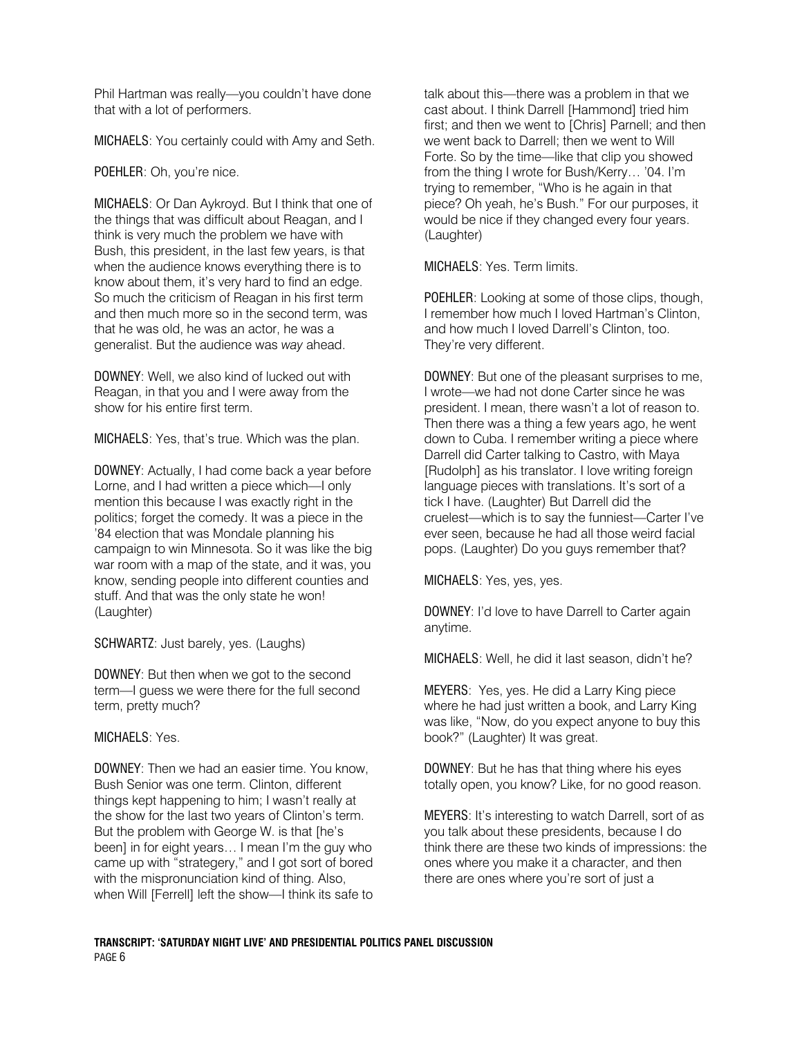Phil Hartman was really—you couldn't have done that with a lot of performers.

MICHAELS: You certainly could with Amy and Seth.

POEHLER: Oh, you're nice.

MICHAELS: Or Dan Aykroyd. But I think that one of the things that was difficult about Reagan, and I think is very much the problem we have with Bush, this president, in the last few years, is that when the audience knows everything there is to know about them, it's very hard to find an edge. So much the criticism of Reagan in his first term and then much more so in the second term, was that he was old, he was an actor, he was a generalist. But the audience was *way* ahead.

DOWNEY: Well, we also kind of lucked out with Reagan, in that you and I were away from the show for his entire first term.

MICHAELS: Yes, that's true. Which was the plan.

DOWNEY: Actually, I had come back a year before Lorne, and I had written a piece which—I only mention this because I was exactly right in the politics; forget the comedy. It was a piece in the '84 election that was Mondale planning his campaign to win Minnesota. So it was like the big war room with a map of the state, and it was, you know, sending people into different counties and stuff. And that was the only state he won! (Laughter)

SCHWARTZ: Just barely, yes. (Laughs)

DOWNEY: But then when we got to the second term—I guess we were there for the full second term, pretty much?

MICHAELS: Yes.

DOWNEY: Then we had an easier time. You know, Bush Senior was one term. Clinton, different things kept happening to him; I wasn't really at the show for the last two years of Clinton's term. But the problem with George W. is that [he's been] in for eight years… I mean I'm the guy who came up with "strategery," and I got sort of bored with the mispronunciation kind of thing. Also, when Will [Ferrell] left the show—I think its safe to talk about this—there was a problem in that we cast about. I think Darrell [Hammond] tried him first; and then we went to [Chris] Parnell; and then we went back to Darrell; then we went to Will Forte. So by the time—like that clip you showed from the thing I wrote for Bush/Kerry… '04. I'm trying to remember, "Who is he again in that piece? Oh yeah, he's Bush." For our purposes, it would be nice if they changed every four years. (Laughter)

MICHAELS: Yes. Term limits.

POEHLER: Looking at some of those clips, though, I remember how much I loved Hartman's Clinton, and how much I loved Darrell's Clinton, too. They're very different.

DOWNEY: But one of the pleasant surprises to me, I wrote—we had not done Carter since he was president. I mean, there wasn't a lot of reason to. Then there was a thing a few years ago, he went down to Cuba. I remember writing a piece where Darrell did Carter talking to Castro, with Maya [Rudolph] as his translator. I love writing foreign language pieces with translations. It's sort of a tick I have. (Laughter) But Darrell did the cruelest—which is to say the funniest—Carter I've ever seen, because he had all those weird facial pops. (Laughter) Do you guys remember that?

MICHAELS: Yes, yes, yes.

DOWNEY: I'd love to have Darrell to Carter again anytime.

MICHAELS: Well, he did it last season, didn't he?

MEYERS: Yes, yes. He did a Larry King piece where he had just written a book, and Larry King was like, "Now, do you expect anyone to buy this book?" (Laughter) It was great.

DOWNEY: But he has that thing where his eyes totally open, you know? Like, for no good reason.

MEYERS: It's interesting to watch Darrell, sort of as you talk about these presidents, because I do think there are these two kinds of impressions: the ones where you make it a character, and then there are ones where you're sort of just a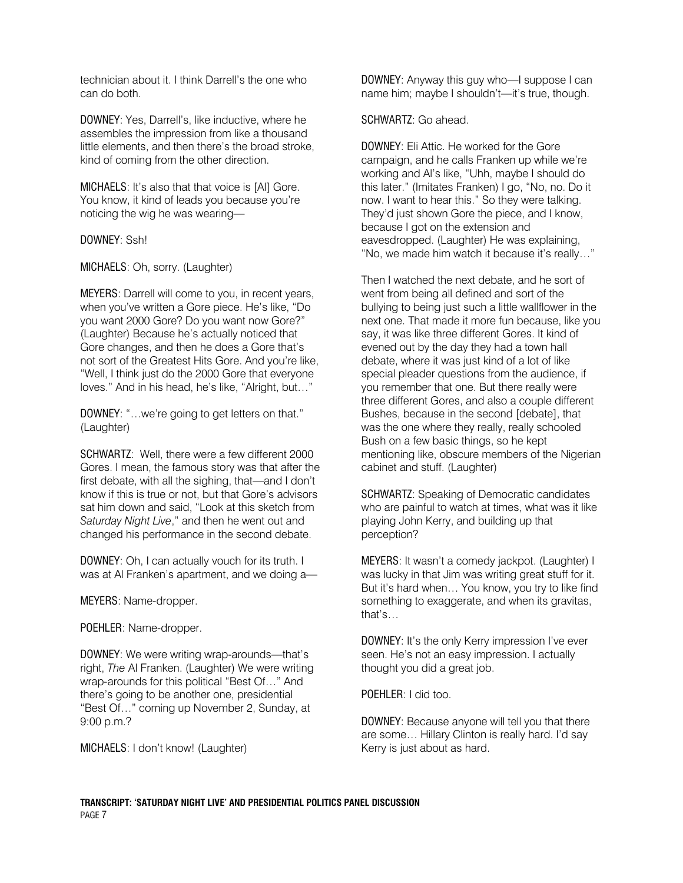technician about it. I think Darrell's the one who can do both.

DOWNEY: Yes, Darrell's, like inductive, where he assembles the impression from like a thousand little elements, and then there's the broad stroke, kind of coming from the other direction.

MICHAELS: It's also that that voice is [Al] Gore. You know, it kind of leads you because you're noticing the wig he was wearing—

DOWNEY: Ssh!

MICHAELS: Oh, sorry. (Laughter)

MEYERS: Darrell will come to you, in recent years, when you've written a Gore piece. He's like, "Do you want 2000 Gore? Do you want now Gore?" (Laughter) Because he's actually noticed that Gore changes, and then he does a Gore that's not sort of the Greatest Hits Gore. And you're like, "Well, I think just do the 2000 Gore that everyone loves." And in his head, he's like, "Alright, but…"

DOWNEY: "…we're going to get letters on that." (Laughter)

SCHWARTZ: Well, there were a few different 2000 Gores. I mean, the famous story was that after the first debate, with all the sighing, that—and I don't know if this is true or not, but that Gore's advisors sat him down and said, "Look at this sketch from *Saturday Night Live*," and then he went out and changed his performance in the second debate.

DOWNEY: Oh, I can actually vouch for its truth. I was at Al Franken's apartment, and we doing a—

MEYERS: Name-dropper.

POEHLER: Name-dropper.

DOWNEY: We were writing wrap-arounds—that's right, *The* Al Franken. (Laughter) We were writing wrap-arounds for this political "Best Of…" And there's going to be another one, presidential "Best Of…" coming up November 2, Sunday, at 9:00 p.m.?

MICHAELS: I don't know! (Laughter)

DOWNEY: Anyway this guy who—I suppose I can name him; maybe I shouldn't—it's true, though.

SCHWARTZ: Go ahead.

DOWNEY: Eli Attic. He worked for the Gore campaign, and he calls Franken up while we're working and Al's like, "Uhh, maybe I should do this later." (Imitates Franken) I go, "No, no. Do it now. I want to hear this." So they were talking. They'd just shown Gore the piece, and I know, because I got on the extension and eavesdropped. (Laughter) He was explaining, "No, we made him watch it because it's really…"

Then I watched the next debate, and he sort of went from being all defined and sort of the bullying to being just such a little wallflower in the next one. That made it more fun because, like you say, it was like three different Gores. It kind of evened out by the day they had a town hall debate, where it was just kind of a lot of like special pleader questions from the audience, if you remember that one. But there really were three different Gores, and also a couple different Bushes, because in the second [debate], that was the one where they really, really schooled Bush on a few basic things, so he kept mentioning like, obscure members of the Nigerian cabinet and stuff. (Laughter)

SCHWARTZ: Speaking of Democratic candidates who are painful to watch at times, what was it like playing John Kerry, and building up that perception?

MEYERS: It wasn't a comedy jackpot. (Laughter) I was lucky in that Jim was writing great stuff for it. But it's hard when… You know, you try to like find something to exaggerate, and when its gravitas, that's…

DOWNEY: It's the only Kerry impression I've ever seen. He's not an easy impression. I actually thought you did a great job.

POEHLER: I did too.

DOWNEY: Because anyone will tell you that there are some… Hillary Clinton is really hard. I'd say Kerry is just about as hard.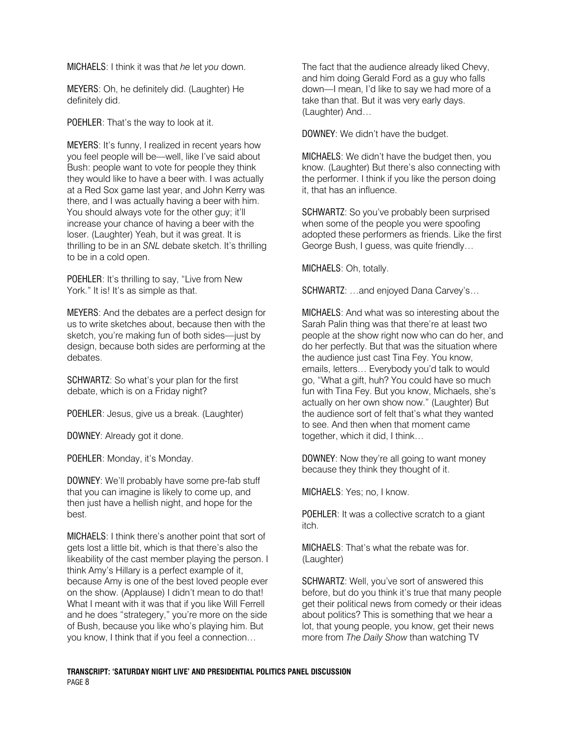MICHAELS: I think it was that *he* let *you* down.

MEYERS: Oh, he definitely did. (Laughter) He definitely did.

POEHLER: That's the way to look at it.

MEYERS: It's funny, I realized in recent years how you feel people will be—well, like I've said about Bush: people want to vote for people they think they would like to have a beer with. I was actually at a Red Sox game last year, and John Kerry was there, and I was actually having a beer with him. You should always vote for the other guy; it'll increase your chance of having a beer with the loser. (Laughter) Yeah, but it was great. It is thrilling to be in an *SNL* debate sketch. It's thrilling to be in a cold open.

POEHLER: It's thrilling to say, "Live from New York." It is! It's as simple as that.

MEYERS: And the debates are a perfect design for us to write sketches about, because then with the sketch, you're making fun of both sides—just by design, because both sides are performing at the debates.

SCHWARTZ: So what's your plan for the first debate, which is on a Friday night?

POEHLER: Jesus, give us a break. (Laughter)

DOWNEY: Already got it done.

POEHLER: Monday, it's Monday.

DOWNEY: We'll probably have some pre-fab stuff that you can imagine is likely to come up, and then just have a hellish night, and hope for the best.

MICHAELS: I think there's another point that sort of gets lost a little bit, which is that there's also the likeability of the cast member playing the person. I think Amy's Hillary is a perfect example of it, because Amy is one of the best loved people ever on the show. (Applause) I didn't mean to do that! What I meant with it was that if you like Will Ferrell and he does "strategery," you're more on the side of Bush, because you like who's playing him. But you know, I think that if you feel a connection… The fact that the audience already liked Chevy, and him doing Gerald Ford as a guy who falls down—I mean, I'd like to say we had more of a take than that. But it was very early days. (Laughter) And…

DOWNEY: We didn't have the budget.

MICHAELS: We didn't have the budget then, you know. (Laughter) But there's also connecting with the performer. I think if you like the person doing it, that has an influence.

SCHWARTZ: So you've probably been surprised when some of the people you were spoofing adopted these performers as friends. Like the first George Bush, I guess, was quite friendly…

MICHAELS: Oh, totally.

SCHWARTZ: …and enjoyed Dana Carvey's…

MICHAELS: And what was so interesting about the Sarah Palin thing was that there're at least two people at the show right now who can do her, and do her perfectly. But that was the situation where the audience just cast Tina Fey. You know, emails, letters… Everybody you'd talk to would go, "What a gift, huh? You could have so much fun with Tina Fey. But you know, Michaels, she's actually on her own show now." (Laughter) But the audience sort of felt that's what they wanted to see. And then when that moment came together, which it did, I think…

DOWNEY: Now they're all going to want money because they think they thought of it.

MICHAELS: Yes; no, I know.

POEHLER: It was a collective scratch to a giant itch.

MICHAELS: That's what the rebate was for. (Laughter)

SCHWARTZ: Well, you've sort of answered this before, but do you think it's true that many people get their political news from comedy or their ideas about politics? This is something that we hear a lot, that young people, you know, get their news more from *The Daily Show* than watching TV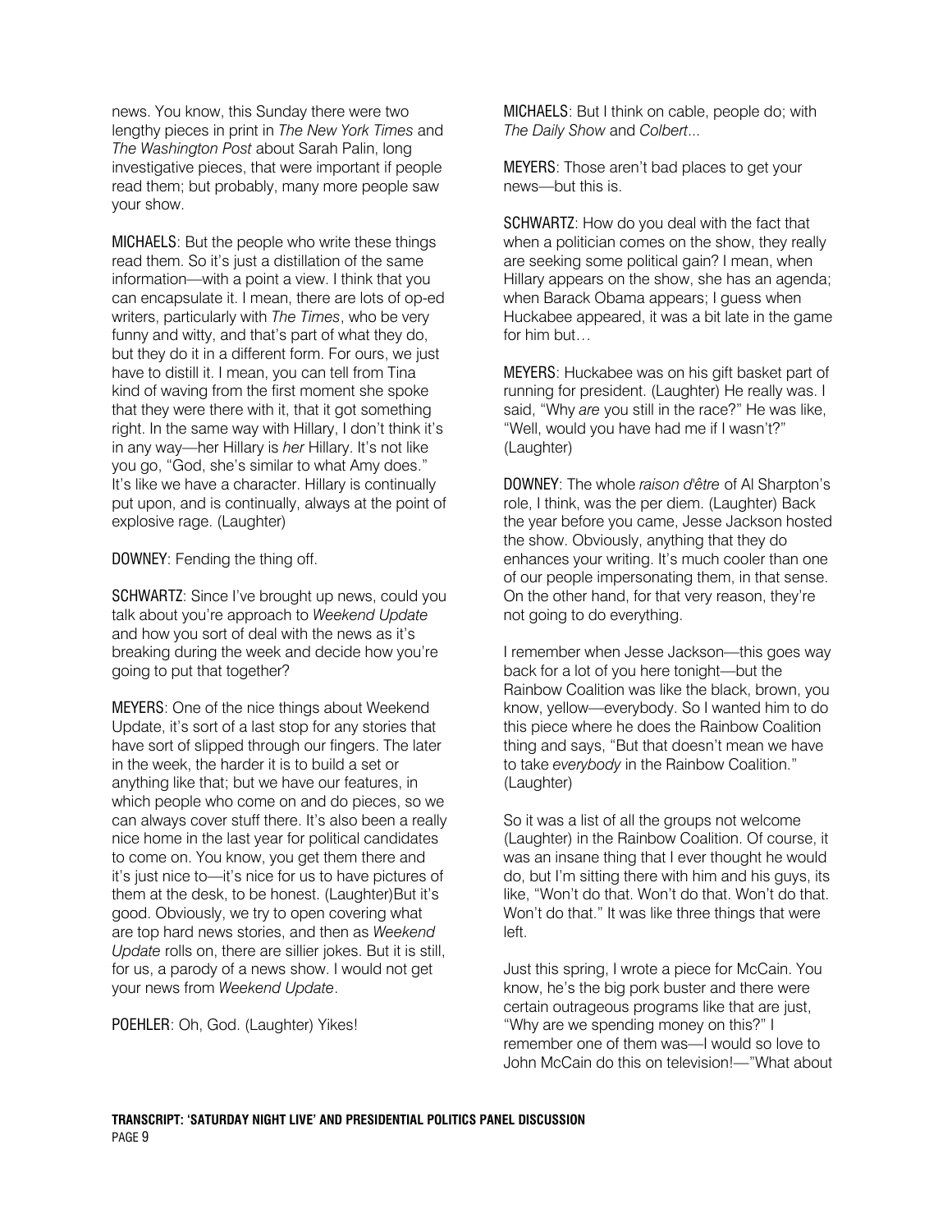news. You know, this Sunday there were two lengthy pieces in print in *The New York Times* and *The Washington Post* about Sarah Palin, long investigative pieces, that were important if people read them; but probably, many more people saw your show.

MICHAELS: But the people who write these things read them. So it's just a distillation of the same information—with a point a view. I think that you can encapsulate it. I mean, there are lots of op-ed writers, particularly with *The Times*, who be very funny and witty, and that's part of what they do, but they do it in a different form. For ours, we just have to distill it. I mean, you can tell from Tina kind of waving from the first moment she spoke that they were there with it, that it got something right. In the same way with Hillary, I don't think it's in any way—her Hillary is *her* Hillary. It's not like you go, "God, she's similar to what Amy does." It's like we have a character. Hillary is continually put upon, and is continually, always at the point of explosive rage. (Laughter)

DOWNEY: Fending the thing off.

SCHWARTZ: Since I've brought up news, could you talk about you're approach to *Weekend Update* and how you sort of deal with the news as it's breaking during the week and decide how you're going to put that together?

MEYERS: One of the nice things about Weekend Update, it's sort of a last stop for any stories that have sort of slipped through our fingers. The later in the week, the harder it is to build a set or anything like that; but we have our features, in which people who come on and do pieces, so we can always cover stuff there. It's also been a really nice home in the last year for political candidates to come on. You know, you get them there and it's just nice to—it's nice for us to have pictures of them at the desk, to be honest. (Laughter)But it's good. Obviously, we try to open covering what are top hard news stories, and then as *Weekend Update* rolls on, there are sillier jokes. But it is still, for us, a parody of a news show. I would not get your news from *Weekend Update*.

POEHLER: Oh, God. (Laughter) Yikes!

MICHAELS: But I think on cable, people do; with *The Daily Show* and *Colbert*...

MEYERS: Those aren't bad places to get your news—but this is.

SCHWARTZ: How do you deal with the fact that when a politician comes on the show, they really are seeking some political gain? I mean, when Hillary appears on the show, she has an agenda; when Barack Obama appears; I guess when Huckabee appeared, it was a bit late in the game for him but…

MEYERS: Huckabee was on his gift basket part of running for president. (Laughter) He really was. I said, "Why *are* you still in the race?" He was like, "Well, would you have had me if I wasn't?" (Laughter)

DOWNEY: The whole *raison d'être* of Al Sharpton's role, I think, was the per diem. (Laughter) Back the year before you came, Jesse Jackson hosted the show. Obviously, anything that they do enhances your writing. It's much cooler than one of our people impersonating them, in that sense. On the other hand, for that very reason, they're not going to do everything.

I remember when Jesse Jackson—this goes way back for a lot of you here tonight—but the Rainbow Coalition was like the black, brown, you know, yellow—everybody. So I wanted him to do this piece where he does the Rainbow Coalition thing and says, "But that doesn't mean we have to take *everybody* in the Rainbow Coalition." (Laughter)

So it was a list of all the groups not welcome (Laughter) in the Rainbow Coalition. Of course, it was an insane thing that I ever thought he would do, but I'm sitting there with him and his guys, its like, "Won't do that. Won't do that. Won't do that. Won't do that." It was like three things that were left.

Just this spring, I wrote a piece for McCain. You know, he's the big pork buster and there were certain outrageous programs like that are just, "Why are we spending money on this?" I remember one of them was—I would so love to John McCain do this on television!—"What about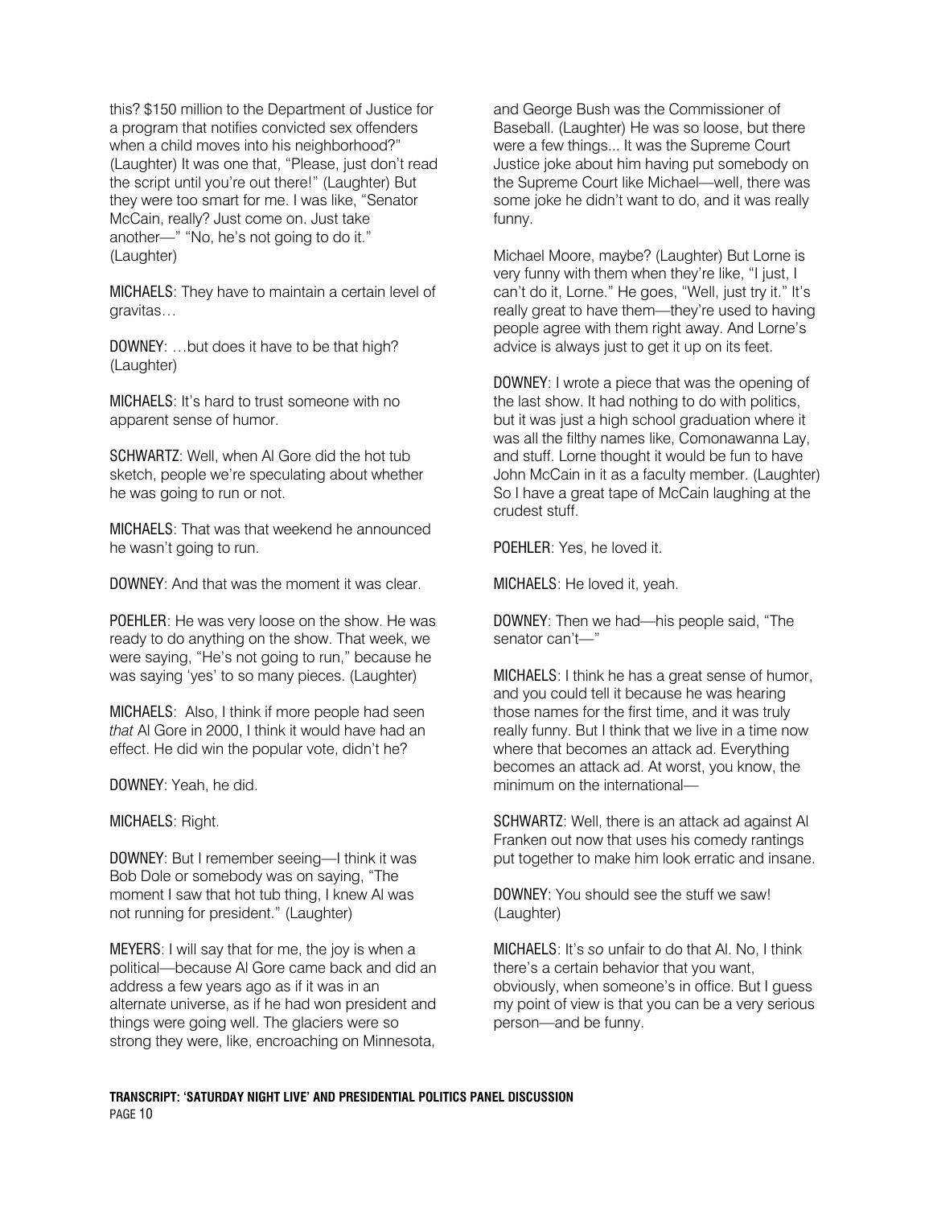this? $150 million to the Department of Justice for a program that notifies convicted sex offenders when a child moves into his neighborhood?" (Laughter) It was one that, "Please, just don't read the script until you're out there!" (Laughter) But they were too smart for me. I was like, "Senator McCain, really? Just come on. Just take another—" "No, he's not going to do it." (Laughter)

MICHAELS: They have to maintain a certain level of gravitas…

DOWNEY: …but does it have to be that high? (Laughter)

MICHAELS: It's hard to trust someone with no apparent sense of humor.

SCHWARTZ: Well, when Al Gore did the hot tub sketch, people we're speculating about whether he was going to run or not.

MICHAELS: That was that weekend he announced he wasn't going to run.

DOWNEY: And that was the moment it was clear.

POEHLER: He was very loose on the show. He was ready to do anything on the show. That week, we were saying, "He's not going to run," because he was saying 'yes' to so many pieces. (Laughter)

MICHAELS: Also, I think if more people had seen *that* Al Gore in 2000, I think it would have had an effect. He did win the popular vote, didn't he?

DOWNEY: Yeah, he did.

MICHAELS: Right.

DOWNEY: But I remember seeing—I think it was Bob Dole or somebody was on saying, "The moment I saw that hot tub thing, I knew Al was not running for president." (Laughter)

MEYERS: I will say that for me, the joy is when a political—because Al Gore came back and did an address a few years ago as if it was in an alternate universe, as if he had won president and things were going well. The glaciers were so strong they were, like, encroaching on Minnesota, and George Bush was the Commissioner of Baseball. (Laughter) He was so loose, but there were a few things... It was the Supreme Court Justice joke about him having put somebody on the Supreme Court like Michael—well, there was some joke he didn't want to do, and it was really funny.

Michael Moore, maybe? (Laughter) But Lorne is very funny with them when they're like, "I just, I can't do it, Lorne." He goes, "Well, just try it." It's really great to have them—they're used to having people agree with them right away. And Lorne's advice is always just to get it up on its feet.

DOWNEY: I wrote a piece that was the opening of the last show. It had nothing to do with politics, but it was just a high school graduation where it was all the filthy names like, Comonawanna Lay, and stuff. Lorne thought it would be fun to have John McCain in it as a faculty member. (Laughter) So I have a great tape of McCain laughing at the crudest stuff.

POEHLER: Yes, he loved it.

MICHAELS: He loved it, yeah.

DOWNEY: Then we had—his people said, "The senator can't—"

MICHAELS: I think he has a great sense of humor, and you could tell it because he was hearing those names for the first time, and it was truly really funny. But I think that we live in a time now where that becomes an attack ad. Everything becomes an attack ad. At worst, you know, the minimum on the international—

SCHWARTZ: Well, there is an attack ad against Al Franken out now that uses his comedy rantings put together to make him look erratic and insane.

DOWNEY: You should see the stuff we saw! (Laughter)

MICHAELS: It's *so* unfair to do that Al. No, I think there's a certain behavior that you want, obviously, when someone's in office. But I guess my point of view is that you can be a very serious person—and be funny.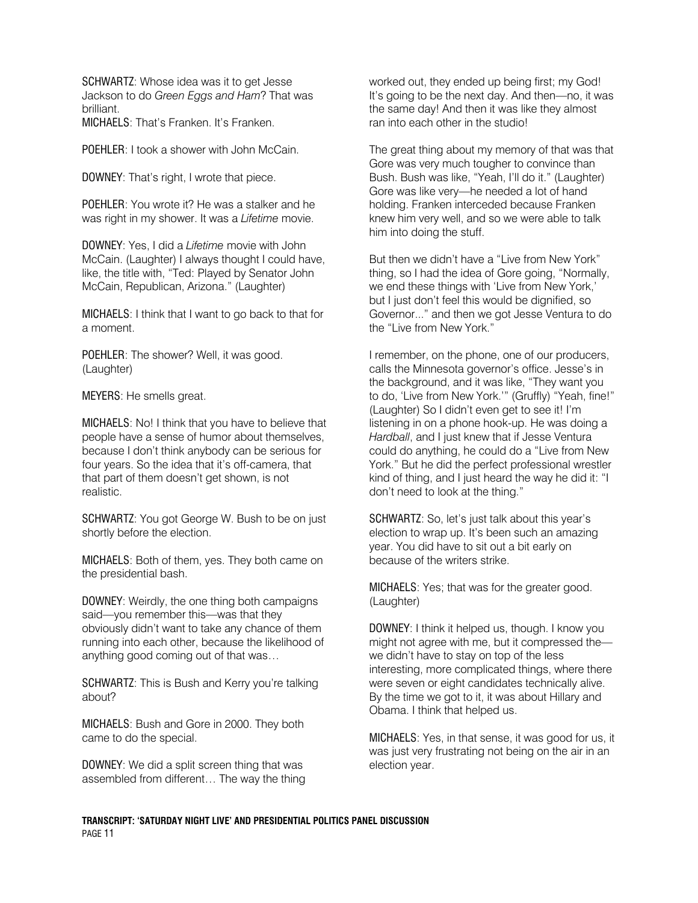SCHWARTZ: Whose idea was it to get Jesse Jackson to do *Green Eggs and Ham*? That was brilliant.
MICHAELS: That's Franken. It's Franken.

POEHLER: I took a shower with John McCain.

DOWNEY: That's right, I wrote that piece.

POEHLER: You wrote it? He was a stalker and he was right in my shower. It was a *Lifetime* movie.

DOWNEY: Yes, I did a *Lifetime* movie with John McCain. (Laughter) I always thought I could have, like, the title with, "Ted: Played by Senator John McCain, Republican, Arizona." (Laughter)

MICHAELS: I think that I want to go back to that for a moment.

POEHLER: The shower? Well, it was good. (Laughter)

MEYERS: He smells great.

MICHAELS: No! I think that you have to believe that people have a sense of humor about themselves, because I don't think anybody can be serious for four years. So the idea that it's off-camera, that that part of them doesn't get shown, is not realistic.

SCHWARTZ: You got George W. Bush to be on just shortly before the election.

MICHAELS: Both of them, yes. They both came on the presidential bash.

DOWNEY: Weirdly, the one thing both campaigns said—you remember this—was that they obviously didn't want to take any chance of them running into each other, because the likelihood of anything good coming out of that was…

SCHWARTZ: This is Bush and Kerry you're talking about?

MICHAELS: Bush and Gore in 2000. They both came to do the special.

DOWNEY: We did a split screen thing that was assembled from different… The way the thing worked out, they ended up being first; my God! It's going to be the next day. And then—no, it was the same day! And then it was like they almost ran into each other in the studio!

The great thing about my memory of that was that Gore was very much tougher to convince than Bush. Bush was like, "Yeah, I'll do it." (Laughter) Gore was like very—he needed a lot of hand holding. Franken interceded because Franken knew him very well, and so we were able to talk him into doing the stuff.

But then we didn't have a "Live from New York" thing, so I had the idea of Gore going, "Normally, we end these things with 'Live from New York,' but I just don't feel this would be dignified, so Governor..." and then we got Jesse Ventura to do the "Live from New York."

I remember, on the phone, one of our producers, calls the Minnesota governor's office. Jesse's in the background, and it was like, "They want you to do, 'Live from New York.'" (Gruffly) "Yeah, fine!" (Laughter) So I didn't even get to see it! I'm listening in on a phone hook-up. He was doing a *Hardball*, and I just knew that if Jesse Ventura could do anything, he could do a "Live from New York." But he did the perfect professional wrestler kind of thing, and I just heard the way he did it: "I don't need to look at the thing."

SCHWARTZ: So, let's just talk about this year's election to wrap up. It's been such an amazing year. You did have to sit out a bit early on because of the writers strike.

MICHAELS: Yes; that was for the greater good. (Laughter)

DOWNEY: I think it helped us, though. I know you might not agree with me, but it compressed the—we didn't have to stay on top of the less interesting, more complicated things, where there were seven or eight candidates technically alive. By the time we got to it, it was about Hillary and Obama. I think that helped us.

MICHAELS: Yes, in that sense, it was good for us, it was just very frustrating not being on the air in an election year.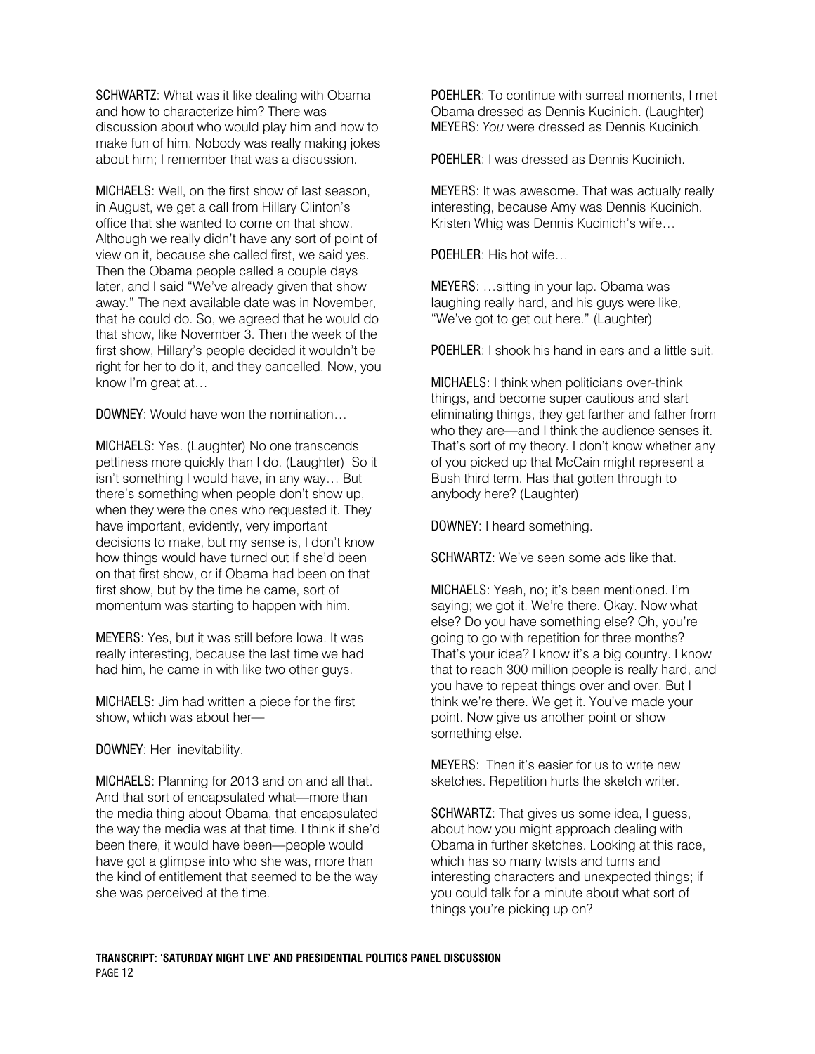SCHWARTZ: What was it like dealing with Obama and how to characterize him? There was discussion about who would play him and how to make fun of him. Nobody was really making jokes about him; I remember that was a discussion.

MICHAELS: Well, on the first show of last season, in August, we get a call from Hillary Clinton's office that she wanted to come on that show. Although we really didn't have any sort of point of view on it, because she called first, we said yes. Then the Obama people called a couple days later, and I said "We've already given that show away." The next available date was in November, that he could do. So, we agreed that he would do that show, like November 3. Then the week of the first show, Hillary's people decided it wouldn't be right for her to do it, and they cancelled. Now, you know I'm great at…

DOWNEY: Would have won the nomination…

MICHAELS: Yes. (Laughter) No one transcends pettiness more quickly than I do. (Laughter) So it isn't something I would have, in any way… But there's something when people don't show up, when they were the ones who requested it. They have important, evidently, very important decisions to make, but my sense is, I don't know how things would have turned out if she'd been on that first show, or if Obama had been on that first show, but by the time he came, sort of momentum was starting to happen with him.

MEYERS: Yes, but it was still before Iowa. It was really interesting, because the last time we had had him, he came in with like two other guys.

MICHAELS: Jim had written a piece for the first show, which was about her—

DOWNEY: Her inevitability.

MICHAELS: Planning for 2013 and on and all that. And that sort of encapsulated what—more than the media thing about Obama, that encapsulated the way the media was at that time. I think if she'd been there, it would have been—people would have got a glimpse into who she was, more than the kind of entitlement that seemed to be the way she was perceived at the time.

POEHLER: To continue with surreal moments, I met Obama dressed as Dennis Kucinich. (Laughter)
MEYERS: *You* were dressed as Dennis Kucinich.

POEHLER: I was dressed as Dennis Kucinich.

MEYERS: It was awesome. That was actually really interesting, because Amy was Dennis Kucinich. Kristen Whig was Dennis Kucinich's wife…

POEHLER: His hot wife…

MEYERS: …sitting in your lap. Obama was laughing really hard, and his guys were like, "We've got to get out here." (Laughter)

POEHLER: I shook his hand in ears and a little suit.

MICHAELS: I think when politicians over-think things, and become super cautious and start eliminating things, they get farther and father from who they are—and I think the audience senses it. That's sort of my theory. I don't know whether any of you picked up that McCain might represent a Bush third term. Has that gotten through to anybody here? (Laughter)

DOWNEY: I heard something.

SCHWARTZ: We've seen some ads like that.

MICHAELS: Yeah, no; it's been mentioned. I'm saying; we got it. We're there. Okay. Now what else? Do you have something else? Oh, you're going to go with repetition for three months? That's your idea? I know it's a big country. I know that to reach 300 million people is really hard, and you have to repeat things over and over. But I think we're there. We get it. You've made your point. Now give us another point or show something else.

MEYERS: Then it's easier for us to write new sketches. Repetition hurts the sketch writer.

SCHWARTZ: That gives us some idea, I guess, about how you might approach dealing with Obama in further sketches. Looking at this race, which has so many twists and turns and interesting characters and unexpected things; if you could talk for a minute about what sort of things you're picking up on?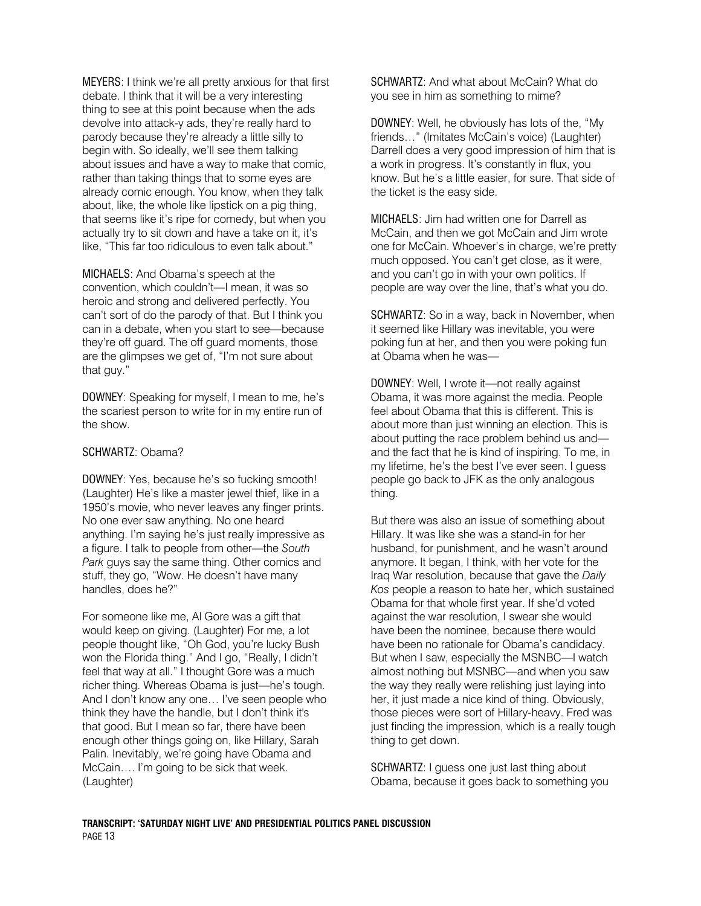MEYERS: I think we're all pretty anxious for that first debate. I think that it will be a very interesting thing to see at this point because when the ads devolve into attack-y ads, they're really hard to parody because they're already a little silly to begin with. So ideally, we'll see them talking about issues and have a way to make that comic, rather than taking things that to some eyes are already comic enough. You know, when they talk about, like, the whole like lipstick on a pig thing, that seems like it's ripe for comedy, but when you actually try to sit down and have a take on it, it's like, "This far too ridiculous to even talk about."

MICHAELS: And Obama's speech at the convention, which couldn't—I mean, it was so heroic and strong and delivered perfectly. You can't sort of do the parody of that. But I think you can in a debate, when you start to see—because they're off guard. The off guard moments, those are the glimpses we get of, "I'm not sure about that guy."

DOWNEY: Speaking for myself, I mean to me, he's the scariest person to write for in my entire run of the show.

SCHWARTZ: Obama?

DOWNEY: Yes, because he's so fucking smooth! (Laughter) He's like a master jewel thief, like in a 1950's movie, who never leaves any finger prints. No one ever saw anything. No one heard anything. I'm saying he's just really impressive as a figure. I talk to people from other—the *South Park* guys say the same thing. Other comics and stuff, they go, "Wow. He doesn't have many handles, does he?"

For someone like me, Al Gore was a gift that would keep on giving. (Laughter) For me, a lot people thought like, "Oh God, you're lucky Bush won the Florida thing." And I go, "Really, I didn't feel that way at all." I thought Gore was a much richer thing. Whereas Obama is just—he's tough. And I don't know any one… I've seen people who think they have the handle, but I don't think it's that good. But I mean so far, there have been enough other things going on, like Hillary, Sarah Palin. Inevitably, we're going have Obama and McCain…. I'm going to be sick that week. (Laughter)

SCHWARTZ: And what about McCain? What do you see in him as something to mime?

DOWNEY: Well, he obviously has lots of the, "My friends…" (Imitates McCain's voice) (Laughter) Darrell does a very good impression of him that is a work in progress. It's constantly in flux, you know. But he's a little easier, for sure. That side of the ticket is the easy side.

MICHAELS: Jim had written one for Darrell as McCain, and then we got McCain and Jim wrote one for McCain. Whoever's in charge, we're pretty much opposed. You can't get close, as it were, and you can't go in with your own politics. If people are way over the line, that's what you do.

SCHWARTZ: So in a way, back in November, when it seemed like Hillary was inevitable, you were poking fun at her, and then you were poking fun at Obama when he was—

DOWNEY: Well, I wrote it—not really against Obama, it was more against the media. People feel about Obama that this is different. This is about more than just winning an election. This is about putting the race problem behind us and—and the fact that he is kind of inspiring. To me, in my lifetime, he's the best I've ever seen. I guess people go back to JFK as the only analogous thing.

But there was also an issue of something about Hillary. It was like she was a stand-in for her husband, for punishment, and he wasn't around anymore. It began, I think, with her vote for the Iraq War resolution, because that gave the *Daily Kos* people a reason to hate her, which sustained Obama for that whole first year. If she'd voted against the war resolution, I swear she would have been the nominee, because there would have been no rationale for Obama's candidacy. But when I saw, especially the MSNBC—I watch almost nothing but MSNBC—and when you saw the way they really were relishing just laying into her, it just made a nice kind of thing. Obviously, those pieces were sort of Hillary-heavy. Fred was just finding the impression, which is a really tough thing to get down.

SCHWARTZ: I guess one just last thing about Obama, because it goes back to something you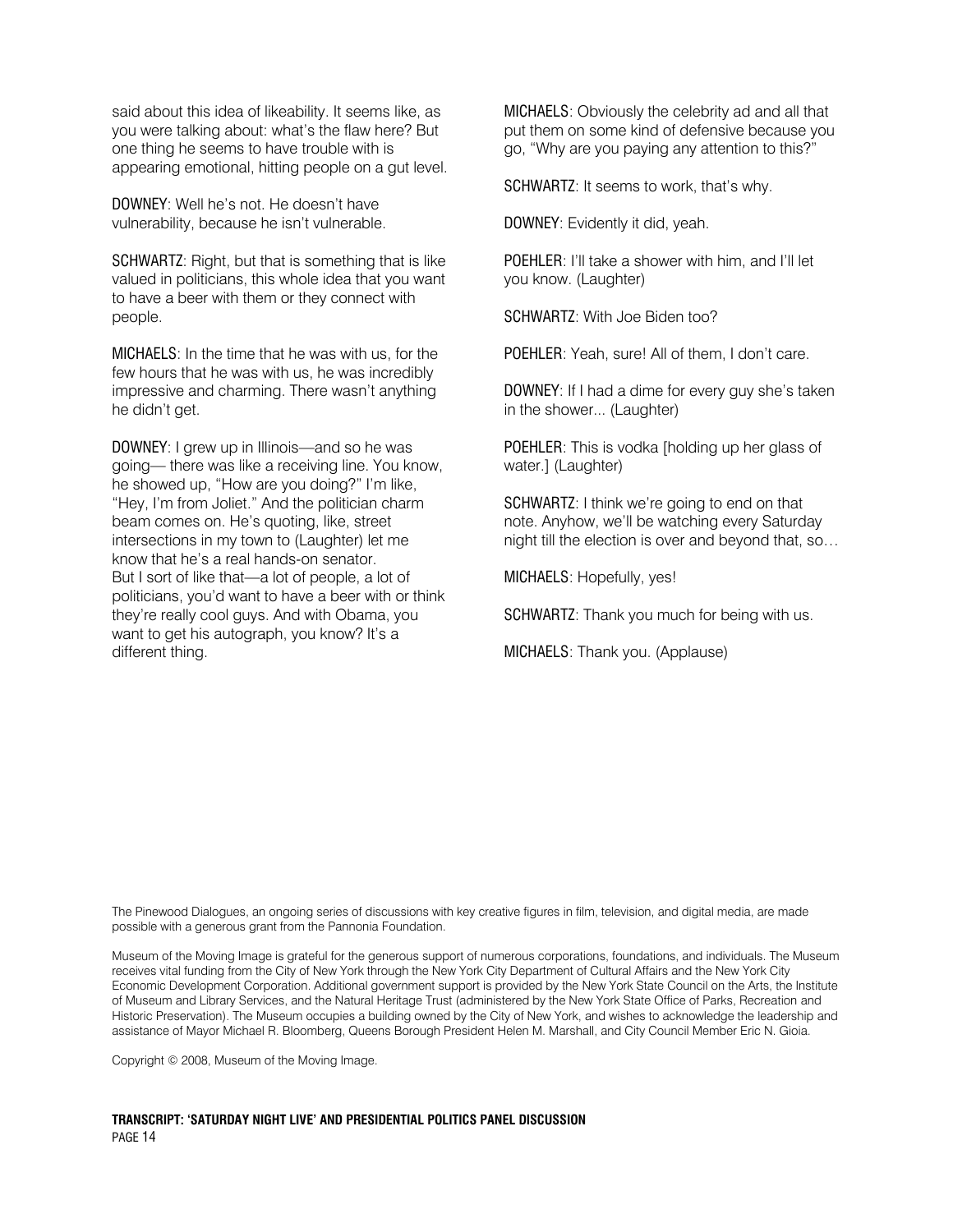said about this idea of likeability. It seems like, as you were talking about: what's the flaw here? But one thing he seems to have trouble with is appearing emotional, hitting people on a gut level.

DOWNEY: Well he's not. He doesn't have vulnerability, because he isn't vulnerable.

SCHWARTZ: Right, but that is something that is like valued in politicians, this whole idea that you want to have a beer with them or they connect with people.

MICHAELS: In the time that he was with us, for the few hours that he was with us, he was incredibly impressive and charming. There wasn't anything he didn't get.

DOWNEY: I grew up in Illinois—and so he was going— there was like a receiving line. You know, he showed up, "How are you doing?" I'm like, "Hey, I'm from Joliet." And the politician charm beam comes on. He's quoting, like, street intersections in my town to (Laughter) let me know that he's a real hands-on senator.
But I sort of like that—a lot of people, a lot of politicians, you'd want to have a beer with or think they're really cool guys. And with Obama, you want to get his autograph, you know? It's a different thing.

MICHAELS: Obviously the celebrity ad and all that put them on some kind of defensive because you go, "Why are you paying any attention to this?"

SCHWARTZ: It seems to work, that's why.

DOWNEY: Evidently it did, yeah.

POEHLER: I'll take a shower with him, and I'll let you know. (Laughter)

SCHWARTZ: With Joe Biden too?

POEHLER: Yeah, sure! All of them, I don't care.

DOWNEY: If I had a dime for every guy she's taken in the shower... (Laughter)

POEHLER: This is vodka [holding up her glass of water.] (Laughter)

SCHWARTZ: I think we're going to end on that note. Anyhow, we'll be watching every Saturday night till the election is over and beyond that, so…

MICHAELS: Hopefully, yes!

SCHWARTZ: Thank you much for being with us.

MICHAELS: Thank you. (Applause)

The Pinewood Dialogues, an ongoing series of discussions with key creative figures in film, television, and digital media, are made possible with a generous grant from the Pannonia Foundation.

Museum of the Moving Image is grateful for the generous support of numerous corporations, foundations, and individuals. The Museum receives vital funding from the City of New York through the New York City Department of Cultural Affairs and the New York City Economic Development Corporation. Additional government support is provided by the New York State Council on the Arts, the Institute of Museum and Library Services, and the Natural Heritage Trust (administered by the New York State Office of Parks, Recreation and Historic Preservation). The Museum occupies a building owned by the City of New York, and wishes to acknowledge the leadership and assistance of Mayor Michael R. Bloomberg, Queens Borough President Helen M. Marshall, and City Council Member Eric N. Gioia.

Copyright © 2008, Museum of the Moving Image.